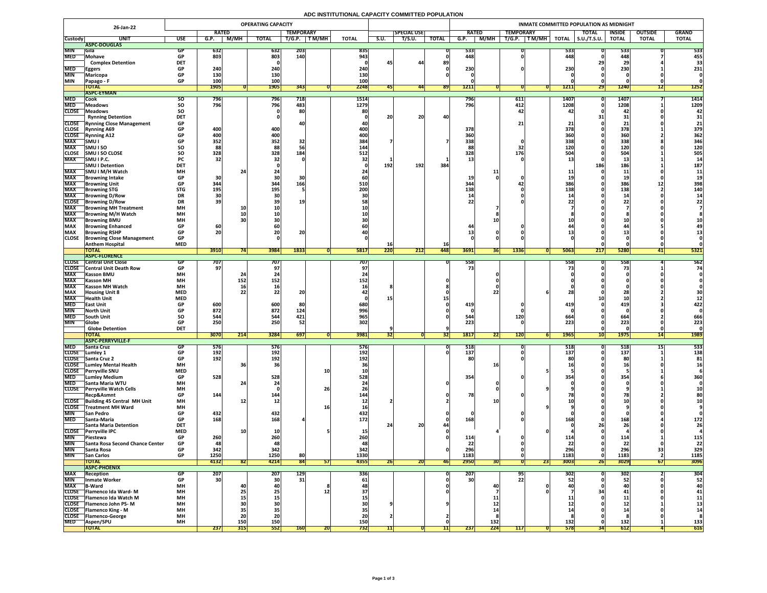# ADC INSTITUTIONAL CAPACITY COMMITTED POPULATION

| 26-Jan-22 | | | OPERATING CAPACITY | | | | | | | | | | INMATE COMMITTED POPULATION AS MIDNIGHT | | | | | | | | | |
|---|---|---|---|---|---|---|---|---|---|---|---|---|---|---|---|---|---|---|---|---|---|---|
| | | | RATED | | | TEMPORARY | | | | SPECIAL USE | | | RATED | | TEMPORARY | | | TOTAL | INSIDE | OUTSIDE | GRAND |
| Custody | UNIT | USE | G.P. | M/MH | TOTAL | T/G.P. | T M/MH | TOTAL | S.U. | T/S.U. | TOTAL | G.P. | M/MH | T/G.P. | T M/MH | TOTAL | S.U./T.S.U. | TOTAL | TOTAL | TOTAL |
| | **ASPC-DOUGLAS** | | | | | | | | | | | | | | | | | | | |
| MIN | Gila | GP | 632 | | 632 | 203 | | 835 | | | 0 | 533 | | 0 | | 533 | 0 | 533 | 0 | 533 |
| MED | Mohave | GP | 803 | | 803 | 140 | | 943 | | | 0 | 448 | | 0 | | 448 | 0 | 448 | 7 | 455 |
| | Complex Detention | DET | | | 0 | | | 0 | 45 | 44 | 89 | | | | | | 29 | 29 | 4 | 33 |
| MED | Eggers | GP | 240 | | 240 | | | 240 | | | 0 | 230 | | 0 | | 230 | 0 | 230 | 1 | 231 |
| MIN | Maricopa | GP | 130 | | 130 | | | 130 | | | 0 | 0 | | | | 0 | 0 | 0 | 0 | 0 |
| MIN | Papago - F | GP | 100 | | 100 | | | 100 | | | | 0 | | | | 0 | 0 | 0 | 0 | 0 |
| | **TOTAL** | | 1905 | 0 | 1905 | 343 | 0 | 2248 | 45 | 44 | 89 | 1211 | 0 | 0 | 0 | 1211 | 29 | 1240 | 12 | 1252 |
| | **ASPC-EYMAN** | | | | | | | | | | | | | | | | | | | |
| MED | Cook | SO | 796 | | 796 | 718 | | 1514 | | | | 796 | | 611 | | 1407 | 0 | 1407 | 7 | 1414 |
| MED | Meadows | SO | 796 | | 796 | 483 | | 1279 | | | | 796 | | 412 | | 1208 | 0 | 1208 | 1 | 1209 |
| CLOSE | Meadows | SO | | | 0 | 80 | | 80 | | | | | | 42 | | 42 | 0 | 42 | 0 | 42 |
| | Rynning Detention | DET | | | 0 | | | 0 | 20 | 20 | 40 | | | | | | 31 | 31 | 0 | 31 |
| CLOSE | Rynning Close Management | GP | | | | 40 | | 40 | | | | | | 21 | | 21 | 0 | 21 | 0 | 21 |
| CLOSE | Rynning A69 | GP | 400 | | 400 | | | 400 | | | | 378 | | | | 378 | 0 | 378 | 1 | 379 |
| CLOSE | Rynning A12 | GP | 400 | | 400 | | | 400 | | | | 360 | | | | 360 | 0 | 360 | 2 | 362 |
| MAX | SMU I | GP | 352 | | 352 | 32 | | 384 | 7 | | 7 | 338 | | 0 | | 338 | 0 | 338 | 8 | 346 |
| MAX | SMU I SO | SO | 88 | | 88 | 56 | | 144 | | | | 88 | | 32 | | 120 | 0 | 120 | 0 | 120 |
| CLOSE | SMU I SO CLOSE | SO | 328 | | 328 | 184 | | 512 | | | | 328 | | 176 | | 504 | 0 | 504 | 1 | 505 |
| MAX | SMU I P.C. | PC | 32 | | 32 | 0 | | 32 | 1 | | 1 | 13 | | 0 | | 13 | 0 | 13 | 1 | 14 |
| | SMU I Detention | DET | | | 0 | | | 0 | 192 | 192 | 384 | | | | | | 186 | 186 | 1 | 187 |
| MAX | SMU I M/H Watch | MH | | 24 | 24 | | | 24 | | | | | 11 | | | 11 | 0 | 11 | 0 | 11 |
| MAX | Browning Intake | GP | 30 | | 30 | 30 | | 60 | | | | 19 | 0 | 0 | | 19 | 0 | 19 | 0 | 19 |
| MAX | Browning Unit | GP | 344 | | 344 | 166 | | 510 | | | | 344 | | 42 | | 386 | 0 | 386 | 12 | 398 |
| MAX | Browning STG | STG | 195 | | 195 | 5 | | 200 | | | | 138 | | 0 | | 138 | 0 | 138 | 2 | 140 |
| MAX | Browning D/Row | DR | 30 | | 30 | | | 30 | | | | 14 | | 0 | | 14 | 0 | 14 | 0 | 14 |
| CLOSE | Browning D/Row | DR | 39 | | 39 | 19 | | 58 | | | | 22 | | 0 | | 22 | 0 | 22 | 0 | 22 |
| MAX | Browning MH Treatment | MH | | 10 | 10 | | | 10 | | | | | 7 | | | 7 | 0 | 7 | 0 | 7 |
| MAX | Browning M/H Watch | MH | | 10 | 10 | | | 10 | | | | | 8 | | | 8 | 0 | 8 | 0 | 8 |
| MAX | Browning BMU | MH | | 30 | 30 | | | 30 | | | | | 10 | | | 10 | 0 | 10 | 0 | 10 |
| MAX | Browning Enhanced | GP | 60 | | 60 | | | 60 | | | | 44 | | 0 | | 44 | 0 | 44 | 5 | 49 |
| MAX | Browning RSHP | GP | 20 | | 20 | 20 | | 40 | | | | 13 | 0 | 0 | | 13 | 0 | 13 | 0 | 13 |
| CLOSE | Browning Close Management | GP | | | 0 | | | 0 | | | | 0 | 0 | 0 | | 0 | 0 | 0 | 0 | 0 |
| | Anthem Hospital | MED | | | | | | | 16 | | 16 | | | | | | 0 | 0 | 0 | 0 |
| | **TOTAL** | | 3910 | 74 | 3984 | 1833 | 0 | 5817 | 220 | 212 | 448 | 3691 | 36 | 1336 | 0 | 5063 | 217 | 5280 | 41 | 5321 |
| | **ASPC-FLORENCE** | | | | | | | | | | | | | | | | | | | |
| CLOSE | Central Unit Close | GP | 707 | | 707 | | | 707 | | | 0 | 558 | | | | 558 | 0 | 558 | 4 | 562 |
| CLOSE | Central Unit Death Row | GP | 97 | | 97 | | | 97 | | | | 73 | | | | 73 | 0 | 73 | 1 | 74 |
| MAX | Kasson BMU | MH | | 24 | 24 | | | 24 | | | | | 0 | | | 0 | 0 | 0 | 0 | 0 |
| MAX | Kasson MH | MH | | 152 | 152 | | | 152 | | | 0 | | 0 | | | 0 | 0 | 0 | 0 | 0 |
| MAX | Kasson MH Watch | MH | | 16 | 16 | | | 16 | 8 | | 8 | | 0 | | | 0 | 0 | 0 | 0 | 0 |
| MAX | Housing Unit 8 | MED | | 22 | 22 | 20 | | 42 | | | 0 | | 22 | | 6 | 28 | 0 | 28 | 2 | 30 |
| MAX | Health Unit | MED | | | | | | 0 | 15 | | 15 | | | | | | 10 | 10 | 2 | 12 |
| MED | East Unit | GP | 600 | | 600 | 80 | | 680 | | | 0 | 419 | | 0 | | 419 | 0 | 419 | 3 | 422 |
| MIN | North Unit | GP | 872 | | 872 | 124 | | 996 | | | 0 | 0 | | 0 | | 0 | 0 | 0 | 0 | 0 |
| MED | South Unit | SO | 544 | | 544 | 421 | | 965 | | | 0 | 544 | | 120 | | 664 | 0 | 664 | 2 | 666 |
| MIN | Globe | GP | 250 | | 250 | 52 | | 302 | | | | 223 | | 0 | | 223 | 0 | 223 | 0 | 223 |
| | Globe Detention | DET | | | | | | | 9 | | 9 | | | | | | 0 | 0 | 0 | 0 |
| | **TOTAL** | | 3070 | 214 | 3284 | 697 | 0 | 3981 | 32 | 0 | 32 | 1817 | 22 | 120 | 6 | 1965 | 10 | 1975 | 14 | 1989 |
| | **ASPC-PERRYVILLE-F** | | | | | | | | | | | | | | | | | | | |
| MED | Santa Cruz | GP | 576 | | 576 | | | 576 | | | 0 | 518 | | 0 | | 518 | 0 | 518 | 15 | 533 |
| CLOSE | Lumley 1 | GP | 192 | | 192 | | | 192 | | | 0 | 137 | | 0 | | 137 | 0 | 137 | 1 | 138 |
| CLOSE | Santa Cruz 2 | GP | 192 | | 192 | | | 192 | | | | 80 | | 0 | | 80 | 0 | 80 | 1 | 81 |
| CLOSE | Lumley Mental Health | MH | | 36 | 36 | | | 36 | | | | | 16 | | | 16 | 0 | 16 | 0 | 16 |
| CLOSE | Perryville SNU | MED | | | | | 10 | 10 | | | | | | | 5 | 5 | 0 | 5 | 1 | 6 |
| MED | Lumley Medium | GP | 528 | | 528 | | | 528 | | | | 354 | | 0 | | 354 | 0 | 354 | 6 | 360 |
| MED | Santa Maria WTU | MH | | 24 | 24 | | | 24 | | | 0 | | 0 | | | 0 | 0 | 0 | 0 | 0 |
| CLOSE | Perryville Watch Cells | MH | | | 0 | | 26 | 26 | | | | | 0 | | 9 | 9 | 0 | 9 | 1 | 10 |
| | Recp&Asmnt | GP | 144 | | 144 | | | 144 | | | 0 | 78 | | 0 | | 78 | 0 | 78 | 2 | 80 |
| CLOSE | Building 45 Central MH Unit | MH | | 12 | 12 | | | 12 | 2 | | 2 | | 10 | | | 10 | 0 | 10 | 0 | 10 |
| CLOSE | Treatment MH Ward | MH | | | | | 16 | 16 | | | | | | | 9 | 9 | 0 | 9 | 0 | 9 |
| MIN | San Pedro | GP | 432 | | 432 | | | 432 | | | 0 | 0 | | 0 | | 0 | 0 | 0 | 0 | 0 |
| MED | Santa-Maria | GP | 168 | | 168 | 4 | | 172 | | | 0 | 168 | | 0 | | 168 | 0 | 168 | 4 | 172 |
| | Santa Maria Detention | DET | | | | | | | 24 | 20 | 44 | | | | | 0 | 26 | 26 | 0 | 26 |
| CLOSE | Perryville IPC | MED | | 10 | 10 | | 5 | 15 | | | 0 | | 4 | | 0 | 4 | 0 | 4 | 0 | 4 |
| MIN | Piestewa | GP | 260 | | 260 | | | 260 | | | 0 | 114 | | 0 | | 114 | 0 | 114 | 1 | 115 |
| MIN | Santa Rosa Second Chance Center | GP | 48 | | 48 | | | 48 | | | | 22 | | 0 | | 22 | 0 | 22 | 0 | 22 |
| MIN | Santa Rosa | GP | 342 | | 342 | | | 342 | | | 0 | 296 | | 0 | | 296 | 0 | 296 | 33 | 329 |
| MIN | San Carlos | GP | 1250 | | 1250 | 80 | | 1330 | | | | 1183 | | 0 | | 1183 | 0 | 1183 | 2 | 1185 |
| | **TOTAL** | | 4132 | 82 | 4214 | 84 | 57 | 4355 | 26 | 20 | 46 | 2950 | 30 | 0 | 23 | 3003 | 26 | 3029 | 67 | 3096 |
| | **ASPC-PHOENIX** | | | | | | | | | | | | | | | | | | | |
| MAX | Reception | GP | 207 | | 207 | 129 | | 336 | | | 0 | 207 | | 95 | | 302 | 0 | 302 | 2 | 304 |
| MIN | Inmate Worker | GP | 30 | | 30 | 31 | | 61 | | | 0 | 30 | | 22 | | 52 | 0 | 52 | 0 | 52 |
| MAX | B-Ward | MH | | 40 | 40 | | 8 | 48 | | | 0 | | 40 | | 0 | 40 | 0 | 40 | 0 | 40 |
| CLOSE | Flamenco Ida Ward- M | MH | | 25 | 25 | | 12 | 37 | | | 0 | | 7 | | 0 | 7 | 34 | 41 | 0 | 41 |
| CLOSE | Flamenco Ida Watch M | MH | | 15 | 15 | | | 15 | | | | | 11 | | | 11 | 0 | 11 | 0 | 11 |
| CLOSE | Flamenco John PS- M | MH | | 30 | 30 | | | 30 | 9 | | 9 | | 12 | | | 12 | 0 | 12 | 1 | 13 |
| CLOSE | Flamenco King - M | MH | | 35 | 35 | | | 35 | | | | | 14 | | | 14 | 0 | 14 | 0 | 14 |
| CLOSE | Flamenco-George | MH | | 20 | 20 | | | 20 | 2 | | 2 | | 8 | | | 8 | 0 | 8 | 0 | 8 |
| MED | Aspen/SPU | MH | | 150 | 150 | | | 150 | | | 0 | | 132 | | | 132 | 0 | 132 | 1 | 133 |
| | **TOTAL** | | 237 | 315 | 552 | 160 | 20 | 732 | 11 | 0 | 11 | 237 | 224 | 117 | 0 | 578 | 34 | 612 | 4 | 616 |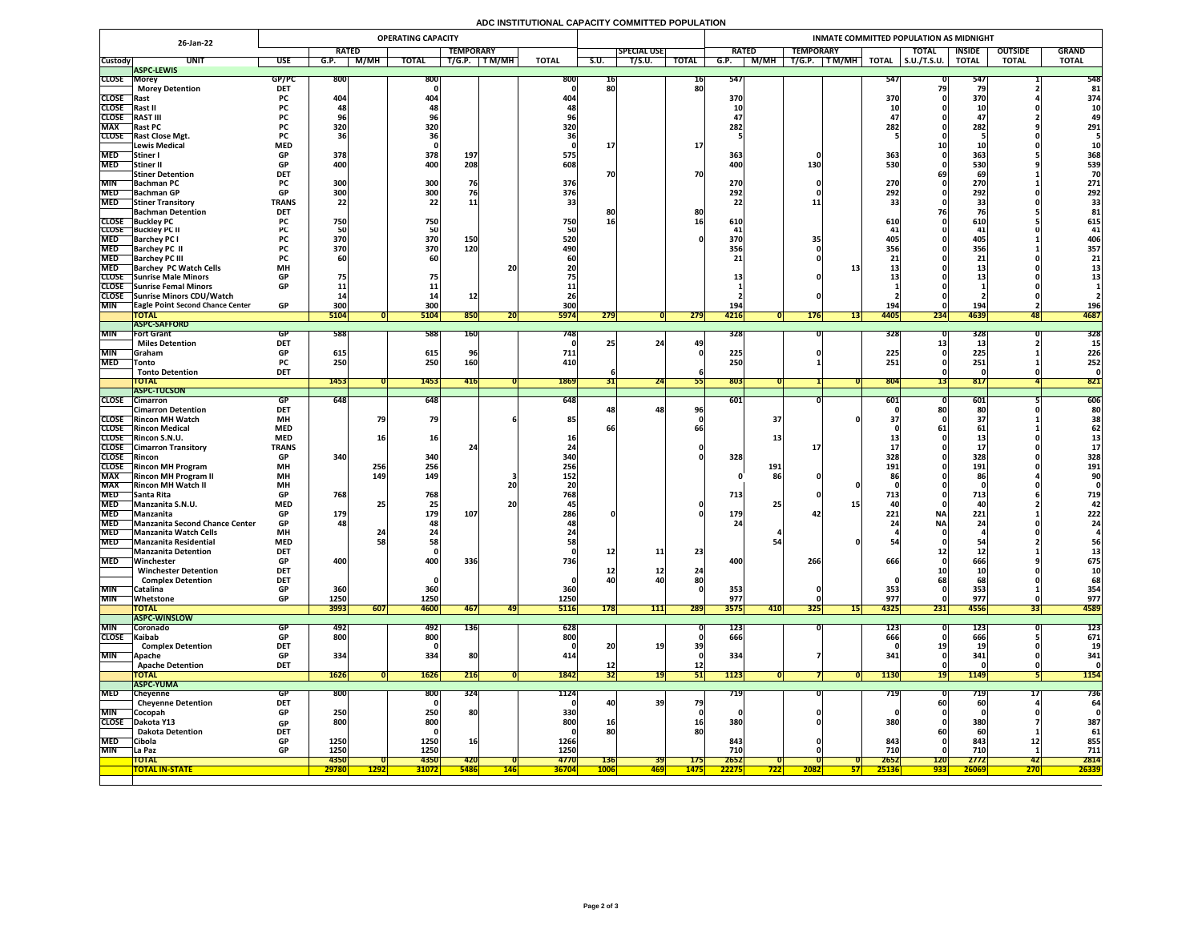# ADC INSTITUTIONAL CAPACITY COMMITTED POPULATION

| 26-Jan-22 | | | OPERATING CAPACITY | | | | | | | | | | INMATE COMMITTED POPULATION AS MIDNIGHT | | | | | | | | | |
|---|---|---|---|---|---|---|---|---|---|---|---|---|---|---|---|---|---|---|---|---|---|---|
| | | | RATED | | | TEMPORARY | | | | SPECIAL USE | | | RATED | | TEMPORARY | | | TOTAL | INSIDE | OUTSIDE | GRAND |
| Custody | UNIT | USE | G.P. | M/MH | TOTAL | T/G.P. | T M/MH | TOTAL | S.U. | T/S.U. | TOTAL | G.P. | M/MH | T/G.P. | T M/MH | TOTAL | S.U./T.S.U. | TOTAL | TOTAL | TOTAL |
| | **ASPC-LEWIS** | | | | | | | | | | | | | | | | | | | |
| CLOSE | Morey | GP/PC | 800 | | 800 | | | 800 | 16 | | 16 | 547 | | | | 547 | 0 | 547 | 1 | 548 |
| | Morey Detention | DET | | | 0 | | | 0 | 80 | | 80 | | | | | | 79 | 79 | 2 | 81 |
| CLOSE | Rast | PC | 404 | | 404 | | | 404 | | | | 370 | | | | 370 | 0 | 370 | 4 | 374 |
| CLOSE | Rast II | PC | 48 | | 48 | | | 48 | | | | 10 | | | | 10 | 0 | 10 | 0 | 10 |
| CLOSE | RAST III | PC | 96 | | 96 | | | 96 | | | | 47 | | | | 47 | 0 | 47 | 2 | 49 |
| MAX | Rast PC | PC | 320 | | 320 | | | 320 | | | | 282 | | | | 282 | 0 | 282 | 9 | 291 |
| CLOSE | Rast Close Mgt. | PC | 36 | | 36 | | | 36 | | | | 5 | | | | 5 | 0 | 5 | 0 | 5 |
| | Lewis Medical | MED | | | 0 | | | 0 | 17 | | 17 | | | | | | 10 | 10 | 0 | 10 |
| MED | Stiner I | GP | 378 | | 378 | 197 | | 575 | | | | 363 | | 0 | | 363 | 0 | 363 | 5 | 368 |
| MED | Stiner II | GP | 400 | | 400 | 208 | | 608 | | | | 400 | | 130 | | 530 | 0 | 530 | 9 | 539 |
| | Stiner Detention | DET | | | | | | | 70 | | 70 | | | | | | 69 | 69 | 1 | 70 |
| MIN | Bachman PC | PC | 300 | | 300 | 76 | | 376 | | | | 270 | | 0 | | 270 | 0 | 270 | 1 | 271 |
| MED | Bachman GP | GP | 300 | | 300 | 76 | | 376 | | | | 292 | | 0 | | 292 | 0 | 292 | 0 | 292 |
| MED | Stiner Transitory | TRANS | 22 | | 22 | 11 | | 33 | | | | 22 | | 11 | | 33 | 0 | 33 | 0 | 33 |
| | Bachman Detention | DET | | | | | | | 80 | | 80 | | | | | | 76 | 76 | 5 | 81 |
| CLOSE | Buckley PC | PC | 750 | | 750 | | | 750 | 16 | | 16 | 610 | | | | 610 | 0 | 610 | 5 | 615 |
| CLOSE | Buckley PC II | PC | 50 | | 50 | | | 50 | | | | 41 | | | | 41 | 0 | 41 | 0 | 41 |
| MED | Barchey PC I | PC | 370 | | 370 | 150 | | 520 | | | 0 | 370 | | 35 | | 405 | 0 | 405 | 1 | 406 |
| MED | Barchey PC II | PC | 370 | | 370 | 120 | | 490 | | | | 356 | | 0 | | 356 | 0 | 356 | 1 | 357 |
| MED | Barchey PC III | PC | 60 | | 60 | | | 60 | | | | 21 | | 0 | | 21 | 0 | 21 | 0 | 21 |
| MED | Barchey PC Watch Cells | MH | | | | | 20 | 20 | | | | | | | 13 | 13 | 0 | 13 | 0 | 13 |
| CLOSE | Sunrise Male Minors | GP | 75 | | 75 | | | 75 | | | | 13 | | 0 | | 13 | 0 | 13 | 0 | 13 |
| CLOSE | Sunrise Femal Minors | GP | 11 | | 11 | | | 11 | | | | 1 | | | | 1 | 0 | 1 | 0 | 1 |
| CLOSE | Sunrise Minors CDU/Watch | | 14 | | 14 | 12 | | 26 | | | | 2 | | 0 | | 2 | 0 | 2 | 0 | 2 |
| MIN | Eagle Point Second Chance Center | GP | 300 | | 300 | | | 300 | | | | 194 | | | | 194 | 0 | 194 | 2 | 196 |
| | **TOTAL** | | **5104** | **0** | **5104** | **850** | **20** | **5974** | **279** | **0** | **279** | **4216** | **0** | **176** | **13** | **4405** | **234** | **4639** | **48** | **4687** |
| | **ASPC-SAFFORD** | | | | | | | | | | | | | | | | | | | |
| MIN | Fort Grant | GP | 588 | | 588 | 160 | | 748 | | | | 328 | | 0 | | 328 | 0 | 328 | 0 | 328 |
| | Miles Detention | DET | | | | | | 0 | 25 | 24 | 49 | | | | | | 13 | 13 | 2 | 15 |
| MIN | Graham | GP | 615 | | 615 | 96 | | 711 | | | 0 | 225 | | 0 | | 225 | 0 | 225 | 1 | 226 |
| MED | Tonto | PC | 250 | | 250 | 160 | | 410 | | | | 250 | | 1 | | 251 | 0 | 251 | 1 | 252 |
| | Tonto Detention | DET | | | | | | | 6 | | 6 | | | | | | 0 | 0 | 0 | 0 |
| | **TOTAL** | | **1453** | **0** | **1453** | **416** | **0** | **1869** | **31** | **24** | **55** | **803** | **0** | **1** | **0** | **804** | **13** | **817** | **4** | **821** |
| | **ASPC-TUCSON** | | | | | | | | | | | | | | | | | | | |
| CLOSE | Cimarron | GP | 648 | | 648 | | | 648 | | | | 601 | | 0 | | 601 | 0 | 601 | 5 | 606 |
| | Cimarron Detention | DET | | | | | | | 48 | 48 | 96 | | | | | 0 | 80 | 80 | 0 | 80 |
| CLOSE | Rincon MH Watch | MH | | 79 | 79 | | 6 | 85 | | | 0 | | 37 | | 0 | 37 | 0 | 37 | 1 | 38 |
| CLOSE | Rincon Medical | MED | | | | | | | 66 | | 66 | | | | | 0 | 61 | 61 | 1 | 62 |
| CLOSE | Rincon S.N.U. | MED | | 16 | 16 | | | 16 | | | | | 13 | | | 13 | 0 | 13 | 0 | 13 |
| CLOSE | Cimarron Transitory | TRANS | | | | 24 | | 24 | | | 0 | | | 17 | | 17 | 0 | 17 | 0 | 17 |
| CLOSE | Rincon | GP | 340 | | 340 | | | 340 | | | 0 | 328 | | | | 328 | 0 | 328 | 0 | 328 |
| CLOSE | Rincon MH Program | MH | | 256 | 256 | | | 256 | | | | | 191 | | | 191 | 0 | 191 | 0 | 191 |
| MAX | Rincon MH Program II | MH | | 149 | 149 | | 3 | 152 | | | | 0 | 86 | 0 | | 86 | 0 | 86 | 4 | 90 |
| MAX | Rincon MH Watch II | MH | | | | | 20 | 20 | | | | | | | 0 | 0 | 0 | 0 | 0 | 0 |
| MED | Santa Rita | GP | 768 | | 768 | | | 768 | | | | 713 | | 0 | | 713 | 0 | 713 | 6 | 719 |
| MED | Manzanita S.N.U. | MED | | 25 | 25 | | 20 | 45 | | | 0 | | 25 | | 15 | 40 | 0 | 40 | 2 | 42 |
| MED | Manzanita | GP | 179 | | 179 | 107 | | 286 | 0 | | 0 | 179 | | 42 | | 221 | NA | 221 | 1 | 222 |
| MED | Manzanita Second Chance Center | GP | 48 | | 48 | | | 48 | | | | 24 | | | | 24 | NA | 24 | 0 | 24 |
| MED | Manzanita Watch Cells | MH | | 24 | 24 | | | 24 | | | | | 4 | | | 4 | 0 | 4 | 0 | 4 |
| MED | Manzanita Residential | MED | | 58 | 58 | | | 58 | | | | | 54 | | 0 | 54 | 0 | 54 | 2 | 56 |
| | Manzanita Detention | DET | | | 0 | | | 0 | 12 | 11 | 23 | | | | | | 12 | 12 | 1 | 13 |
| MED | Winchester | GP | 400 | | 400 | 336 | | 736 | | | | 400 | | 266 | | 666 | 0 | 666 | 9 | 675 |
| | Winchester Detention | DET | | | | | | | 12 | 12 | 24 | | | | | | 10 | 10 | 0 | 10 |
| | Complex Detention | DET | | | 0 | | | 0 | 40 | 40 | 80 | | | | | 0 | 68 | 68 | 0 | 68 |
| MIN | Catalina | GP | 360 | | 360 | | | 360 | | | 0 | 353 | | 0 | | 353 | 0 | 353 | 1 | 354 |
| MIN | Whetstone | GP | 1250 | | 1250 | | | 1250 | | | | 977 | | 0 | | 977 | 0 | 977 | 0 | 977 |
| | **TOTAL** | | **3993** | **607** | **4600** | **467** | **49** | **5116** | **178** | **111** | **289** | **3575** | **410** | **325** | **15** | **4325** | **231** | **4556** | **33** | **4589** |
| | **ASPC-WINSLOW** | | | | | | | | | | | | | | | | | | | |
| MIN | Coronado | GP | 492 | | 492 | 136 | | 628 | | | 0 | 123 | | 0 | | 123 | 0 | 123 | 0 | 123 |
| CLOSE | Kaibab | GP | 800 | | 800 | | | 800 | | | 0 | 666 | | | | 666 | 0 | 666 | 5 | 671 |
| | Complex Detention | DET | | | 0 | | | 0 | 20 | 19 | 39 | | | | | 0 | 19 | 19 | 0 | 19 |
| MIN | Apache | GP | 334 | | 334 | 80 | | 414 | | | 0 | 334 | | 7 | | 341 | 0 | 341 | 0 | 341 |
| | Apache Detention | DET | | | | | | | 12 | | 12 | | | | | | 0 | 0 | 0 | 0 |
| | **TOTAL** | | **1626** | **0** | **1626** | **216** | **0** | **1842** | **32** | **19** | **51** | **1123** | **0** | **7** | **0** | **1130** | **19** | **1149** | **5** | **1154** |
| | **ASPC-YUMA** | | | | | | | | | | | | | | | | | | | |
| MED | Cheyenne | GP | 800 | | 800 | 324 | | 1124 | | | | 719 | | 0 | | 719 | 0 | 719 | 17 | 736 |
| | Cheyenne Detention | DET | | | 0 | | | 0 | 40 | 39 | 79 | | | | | | 60 | 60 | 4 | 64 |
| MIN | Cocopah | GP | 250 | | 250 | 80 | | 330 | | | 0 | 0 | | 0 | | 0 | 0 | 0 | 0 | 0 |
| CLOSE | Dakota Y13 | GP | 800 | | 800 | | | 800 | 16 | | 16 | 380 | | 0 | | 380 | 0 | 380 | 7 | 387 |
| | Dakota Detention | DET | | | 0 | | | 0 | 80 | | 80 | | | | | | 60 | 60 | 1 | 61 |
| MED | Cibola | GP | 1250 | | 1250 | 16 | | 1266 | | | | 843 | | 0 | | 843 | 0 | 843 | 12 | 855 |
| MIN | La Paz | GP | 1250 | | 1250 | | | 1250 | | | | 710 | | 0 | | 710 | 0 | 710 | 1 | 711 |
| | **TOTAL** | | **4350** | **0** | **4350** | **420** | **0** | **4770** | **136** | **39** | **175** | **2652** | **0** | **0** | **0** | **2652** | **120** | **2772** | **42** | **2814** |
| | **TOTAL IN-STATE** | | **29780** | **1292** | **31072** | **5486** | **146** | **36704** | **1006** | **469** | **1475** | **22275** | **722** | **2082** | **57** | **25136** | **933** | **26069** | **270** | **26339** |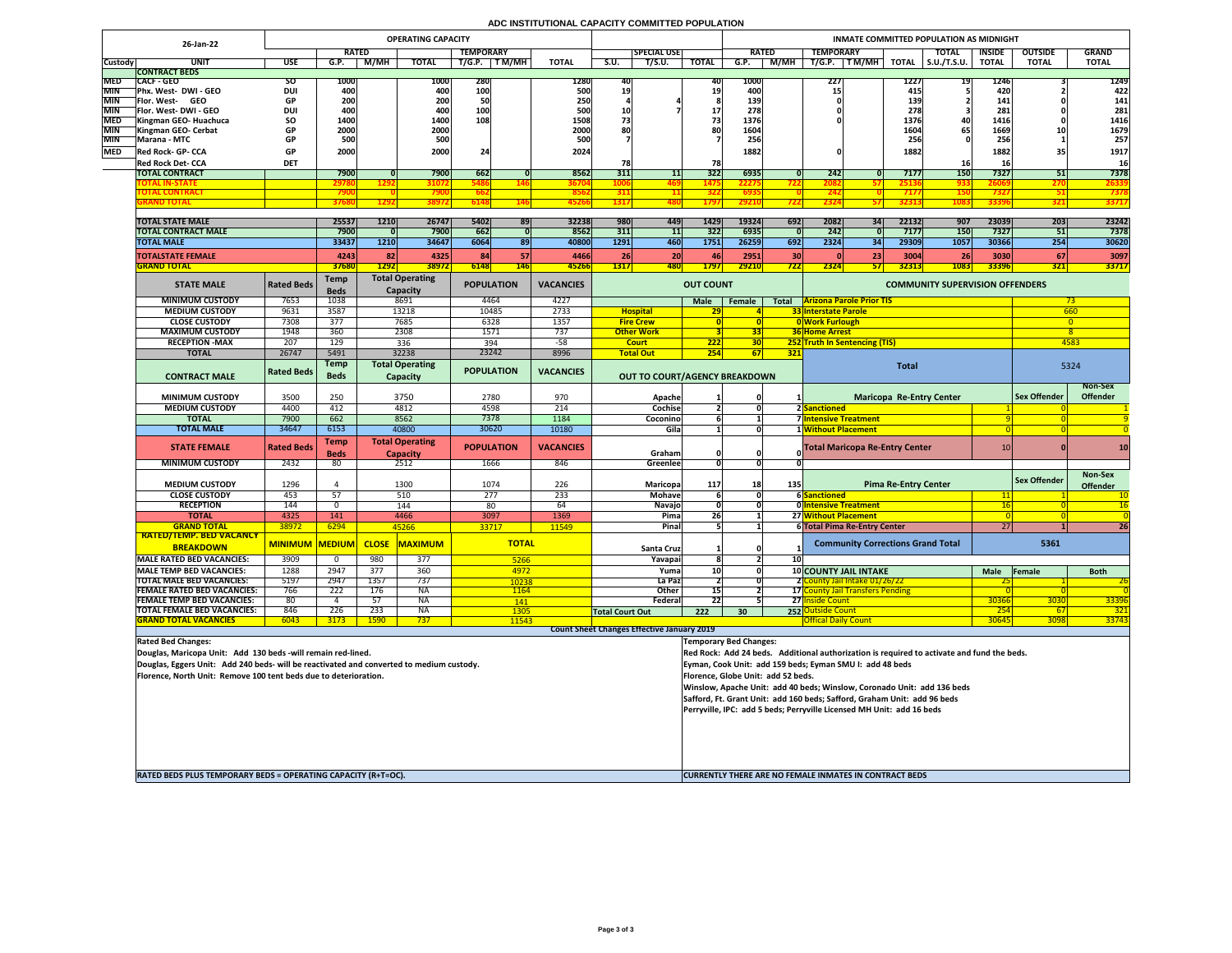# ADC INSTITUTIONAL CAPACITY COMMITTED POPULATION

| 26-Jan-22 | | OPERATING CAPACITY | | | | | | | | | | INMATE COMMITTED POPULATION AS MIDNIGHT | | | | | | | | | |
|---|---|---|---|---|---|---|---|---|---|---|---|---|---|---|---|---|---|---|---|---|---|
| | | RATED | | | TEMPORARY | | | | SPECIAL USE | | RATED | | TEMPORARY | | | TOTAL | INSIDE | OUTSIDE | GRAND |
| Custody | UNIT | USE | G.P. | M/MH | TOTAL | T/G.P. | T M/MH | TOTAL | S.U. | T/S.U. | TOTAL | G.P. | M/MH | T/G.P. | T M/MH | TOTAL | S.U./T.S.U. | TOTAL | TOTAL | TOTAL |
| | CONTRACT BEDS | | | | | | | | | | | | | | | | | | | |
| MED | CACF - GEO | SO | 1000 | | 1000 | 280 | | 1280 | 40 | | 40 | 1000 | | 227 | | 1227 | 19 | 1246 | 3 | 1249 |
| MIN | Phx. West- DWI - GEO | DUI | 400 | | 400 | 100 | | 500 | 19 | | 19 | 400 | | 15 | | 415 | 5 | 420 | 2 | 422 |
| MIN | Flor. West- GEO | GP | 200 | | 200 | 50 | | 250 | 4 | 4 | 8 | 139 | | 0 | | 139 | 2 | 141 | 0 | 141 |
| MIN | Flor. West- DWI - GEO | DUI | 400 | | 400 | 100 | | 500 | 10 | 7 | 17 | 278 | | 0 | | 278 | 3 | 281 | 0 | 281 |
| MED | Kingman GEO- Huachuca | SO | 1400 | | 1400 | 108 | | 1508 | 73 | | 73 | 1376 | | 0 | | 1376 | 40 | 1416 | 0 | 1416 |
| MIN | Kingman GEO- Cerbat | GP | 2000 | | 2000 | | | 2000 | 80 | | 80 | 1604 | | | | 1604 | 65 | 1669 | 10 | 1679 |
| MIN | Marana - MTC | GP | 500 | | 500 | | | 500 | 7 | | 7 | 256 | | | | 256 | 0 | 256 | 1 | 257 |
| MED | Red Rock- GP- CCA | GP | 2000 | | 2000 | 24 | | 2024 | | | | 1882 | | 0 | | 1882 | | 1882 | 35 | 1917 |
| | Red Rock Det- CCA | DET | | | | | | | 78 | | 78 | | | | | | 16 | 16 | | 16 |
| | TOTAL CONTRACT | | 7900 | 0 | 7900 | 662 | 0 | 8562 | 311 | 11 | 322 | 6935 | 0 | 242 | 0 | 7177 | 150 | 7327 | 51 | 7378 |
| | TOTAL IN-STATE | | 29780 | 1292 | 31072 | 5486 | 146 | 36704 | 1006 | 469 | 1475 | 22275 | 722 | 2082 | 57 | 25136 | 933 | 26069 | 270 | 26339 |
| | TOTAL CONTRACT | | 7900 | 0 | 7900 | 662 | | 8562 | 311 | 11 | 322 | 6935 | 0 | 242 | 0 | 7177 | 150 | 7327 | 51 | 7378 |
| | GRAND TOTAL | | 37680 | 1292 | 38972 | 6148 | 146 | 45266 | 1317 | 480 | 1797 | 29210 | 722 | 2324 | 57 | 32313 | 1083 | 33396 | 321 | 33717 |
| | TOTAL STATE MALE | | 25537 | 1210 | 26747 | 5402 | 89 | 32238 | 980 | 449 | 1429 | 19324 | 692 | 2082 | 34 | 22132 | 907 | 23039 | 203 | 23242 |
| | TOTAL CONTRACT MALE | | 7900 | 0 | 7900 | 662 | 0 | 8562 | 311 | 11 | 322 | 6935 | 0 | 242 | 0 | 7177 | 150 | 7327 | 51 | 7378 |
| | TOTAL MALE | | 33437 | 1210 | 34647 | 6064 | 89 | 40800 | 1291 | 460 | 1751 | 26259 | 692 | 2324 | 34 | 29309 | 1057 | 30366 | 254 | 30620 |
| | TOTALSTATE FEMALE | | 4243 | 82 | 4325 | 84 | 57 | 4466 | 26 | 20 | 46 | 2951 | 30 | 0 | 23 | 3004 | 26 | 3030 | 67 | 3097 |
| | GRAND TOTAL | | 37680 | 1292 | 38972 | 6148 | 146 | 45266 | 1317 | 480 | 1797 | 29210 | 722 | 2324 | 57 | 32313 | 1083 | 33396 | 321 | 33717 |

| STATE MALE | Rated Beds | Temp Beds | Total Operating Capacity | POPULATION | VACANCIES |
|---|---|---|---|---|---|
| MINIMUM CUSTODY | 7653 | 1038 | 8691 | 4464 | 4227 |
| MEDIUM CUSTODY | 9631 | 3587 | 13218 | 10485 | 2733 |
| CLOSE CUSTODY | 7308 | 377 | 7685 | 6328 | 1357 |
| MAXIMUM CUSTODY | 1948 | 360 | 2308 | 1571 | 737 |
| RECEPTION -MAX | 207 | 129 | 336 | 394 | -58 |
| TOTAL | 26747 | 5491 | 32238 | 23242 | 8996 |

| CONTRACT MALE | Rated Beds | Temp Beds | Total Operating Capacity | POPULATION | VACANCIES |
|---|---|---|---|---|---|
| MINIMUM CUSTODY | 3500 | 250 | 3750 | 2780 | 970 |
| MEDIUM CUSTODY | 4400 | 412 | 4812 | 4598 | 214 |
| TOTAL | 7900 | 662 | 8562 | 7378 | 1184 |
| TOTAL MALE | 34647 | 6153 | 40800 | 30620 | 10180 |

| STATE FEMALE | Rated Beds | Temp Beds | Total Operating Capacity | POPULATION | VACANCIES |
|---|---|---|---|---|---|
| MINIMUM CUSTODY | 2432 | 80 | 2512 | 1666 | 846 |
| MEDIUM CUSTODY | 1296 | 4 | 1300 | 1074 | 226 |
| CLOSE CUSTODY | 453 | 57 | 510 | 277 | 233 |
| RECEPTION | 144 | 0 | 144 | 80 | 64 |
| TOTAL | 4325 | 141 | 4466 | 3097 | 1369 |
| GRAND TOTAL | 38972 | 6294 | 45266 | 33717 | 11549 |

| RATED/TEMP. BED VACANCY BREAKDOWN | MINIMUM | MEDIUM | CLOSE | MAXIMUM | TOTAL |
|---|---|---|---|---|---|
| MALE RATED BED VACANCIES: | 3909 | 0 | 980 | 377 | 5266 |
| MALE TEMP BED VACANCIES: | 1288 | 2947 | 377 | 360 | 4972 |
| TOTAL MALE BED VACANCIES: | 5197 | 2947 | 1357 | 737 | 10238 |
| FEMALE RATED BED VACANCIES: | 766 | 222 | 176 | NA | 1164 |
| FEMALE TEMP BED VACANCIES: | 80 | 4 | 57 | NA | 141 |
| TOTAL FEMALE BED VACANCIES: | 846 | 226 | 233 | NA | 1305 |
| GRAND TOTAL VACANCIES | 6043 | 3173 | 1590 | 737 | 11543 |

| OUT COUNT | Male | Female | Total |
|---|---|---|---|
| Hospital | 29 | 4 | 33 |
| Fire Crew | 0 | 0 | 0 |
| Other Work | 3 | 33 | 36 |
| Court | 222 | 30 | 252 |
| Total Out | 254 | 67 | 321 |

| OUT TO COURT/AGENCY BREAKDOWN | | | |
|---|---|---|---|
| Apache | 1 | 0 | 1 |
| Cochise | 2 | 0 | 2 |
| Coconino | 6 | 1 | 7 |
| Gila | 1 | 0 | 1 |
| Graham | 0 | 0 | 0 |
| Greenlee | 0 | 0 | 0 |
| Maricopa | 117 | 18 | 135 |
| Mohave | 6 | 0 | 6 |
| Navajo | 0 | 0 | 0 |
| Pima | 26 | 1 | 27 |
| Pinal | 5 | 1 | 6 |
| Santa Cruz | 1 | 0 | 1 |
| Yavapai | 8 | 2 | 10 |
| Yuma | 10 | 0 | 10 |
| La Paz | 2 | 0 | 2 |
| Other | 15 | 2 | 17 |
| Federal | 22 | 5 | 27 |
| Total Court Out | 222 | 30 | 252 |

| COMMUNITY SUPERVISION OFFENDERS | |
|---|---|
| Arizona Parole Prior TIS | 73 |
| Interstate Parole | 660 |
| Work Furlough | 0 |
| Home Arrest | 8 |
| Truth In Sentencing (TIS) | 4583 |
| Total | 5324 |

| Maricopa Re-Entry Center | | Sex Offender | Non-Sex Offender |
|---|---|---|---|
| Sanctioned | 1 | 0 | 1 |
| Intensive Treatment | 9 | 0 | 9 |
| Without Placement | 0 | 0 | 0 |
| Total Maricopa Re-Entry Center | 10 | 0 | 10 |

| Pima Re-Entry Center | | Sex Offender | Non-Sex Offender |
|---|---|---|---|
| Sanctioned | 11 | 1 | 10 |
| Intensive Treatment | 16 | 0 | 16 |
| Without Placement | 0 | 0 | 0 |
| Total Pima Re-Entry Center | 27 | 1 | 26 |

| Community Corrections Grand Total | 5361 |
|---|---|

| COUNTY JAIL INTAKE | Male | Female | Both |
|---|---|---|---|
| County Jail Intake 01/26/22 | 25 | 1 | 26 |
| County Jail Transfers Pending | 0 | 0 | 0 |
| Inside Count | 30366 | 3030 | 33396 |
| Outside Count | 254 | 67 | 321 |
| Offical Daily Count | 30645 | 3098 | 33743 |

Count Sheet Changes Effective January 2019

**Rated Bed Changes:**

Douglas, Maricopa Unit: Add 130 beds -will remain red-lined.

Douglas, Eggers Unit: Add 240 beds- will be reactivated and converted to medium custody.

Florence, North Unit: Remove 100 tent beds due to deterioration.

**Temporary Bed Changes:**

Red Rock: Add 24 beds. Additional authorization is required to activate and fund the beds.

Eyman, Cook Unit: add 159 beds; Eyman SMU I: add 48 beds

Florence, Globe Unit: add 52 beds.

Winslow, Apache Unit: add 40 beds; Winslow, Coronado Unit: add 136 beds

Safford, Ft. Grant Unit: add 160 beds; Safford, Graham Unit: add 96 beds

Perryville, IPC: add 5 beds; Perryville Licensed MH Unit: add 16 beds

RATED BEDS PLUS TEMPORARY BEDS = OPERATING CAPACITY (R+T=OC).

CURRENTLY THERE ARE NO FEMALE INMATES IN CONTRACT BEDS